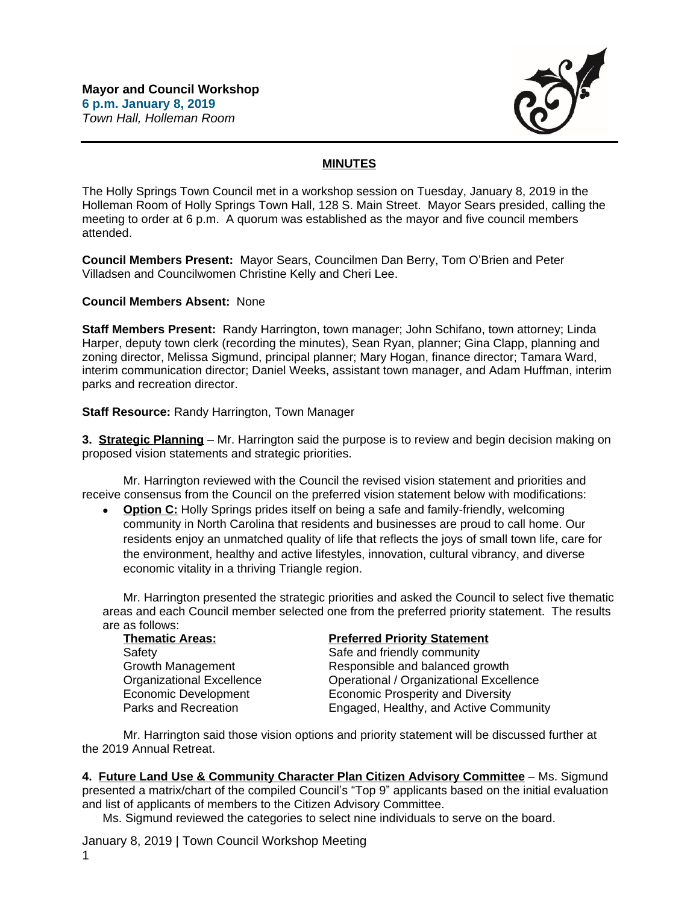**Mayor and Council Workshop**
**6 p.m. January 8, 2019**
*Town Hall, Holleman Room*

## MINUTES

The Holly Springs Town Council met in a workshop session on Tuesday, January 8, 2019 in the Holleman Room of Holly Springs Town Hall, 128 S. Main Street. Mayor Sears presided, calling the meeting to order at 6 p.m. A quorum was established as the mayor and five council members attended.

**Council Members Present:** Mayor Sears, Councilmen Dan Berry, Tom O'Brien and Peter Villadsen and Councilwomen Christine Kelly and Cheri Lee.

**Council Members Absent:** None

**Staff Members Present:** Randy Harrington, town manager; John Schifano, town attorney; Linda Harper, deputy town clerk (recording the minutes), Sean Ryan, planner; Gina Clapp, planning and zoning director, Melissa Sigmund, principal planner; Mary Hogan, finance director; Tamara Ward, interim communication director; Daniel Weeks, assistant town manager, and Adam Huffman, interim parks and recreation director.

**Staff Resource:** Randy Harrington, Town Manager

**3. Strategic Planning** – Mr. Harrington said the purpose is to review and begin decision making on proposed vision statements and strategic priorities.

Mr. Harrington reviewed with the Council the revised vision statement and priorities and receive consensus from the Council on the preferred vision statement below with modifications:

- **Option C:** Holly Springs prides itself on being a safe and family-friendly, welcoming community in North Carolina that residents and businesses are proud to call home. Our residents enjoy an unmatched quality of life that reflects the joys of small town life, care for the environment, healthy and active lifestyles, innovation, cultural vibrancy, and diverse economic vitality in a thriving Triangle region.

Mr. Harrington presented the strategic priorities and asked the Council to select five thematic areas and each Council member selected one from the preferred priority statement. The results are as follows:

| Thematic Areas: | Preferred Priority Statement |
|---|---|
| Safety | Safe and friendly community |
| Growth Management | Responsible and balanced growth |
| Organizational Excellence | Operational / Organizational Excellence |
| Economic Development | Economic Prosperity and Diversity |
| Parks and Recreation | Engaged, Healthy, and Active Community |

Mr. Harrington said those vision options and priority statement will be discussed further at the 2019 Annual Retreat.

**4. Future Land Use & Community Character Plan Citizen Advisory Committee** – Ms. Sigmund presented a matrix/chart of the compiled Council's "Top 9" applicants based on the initial evaluation and list of applicants of members to the Citizen Advisory Committee.

Ms. Sigmund reviewed the categories to select nine individuals to serve on the board.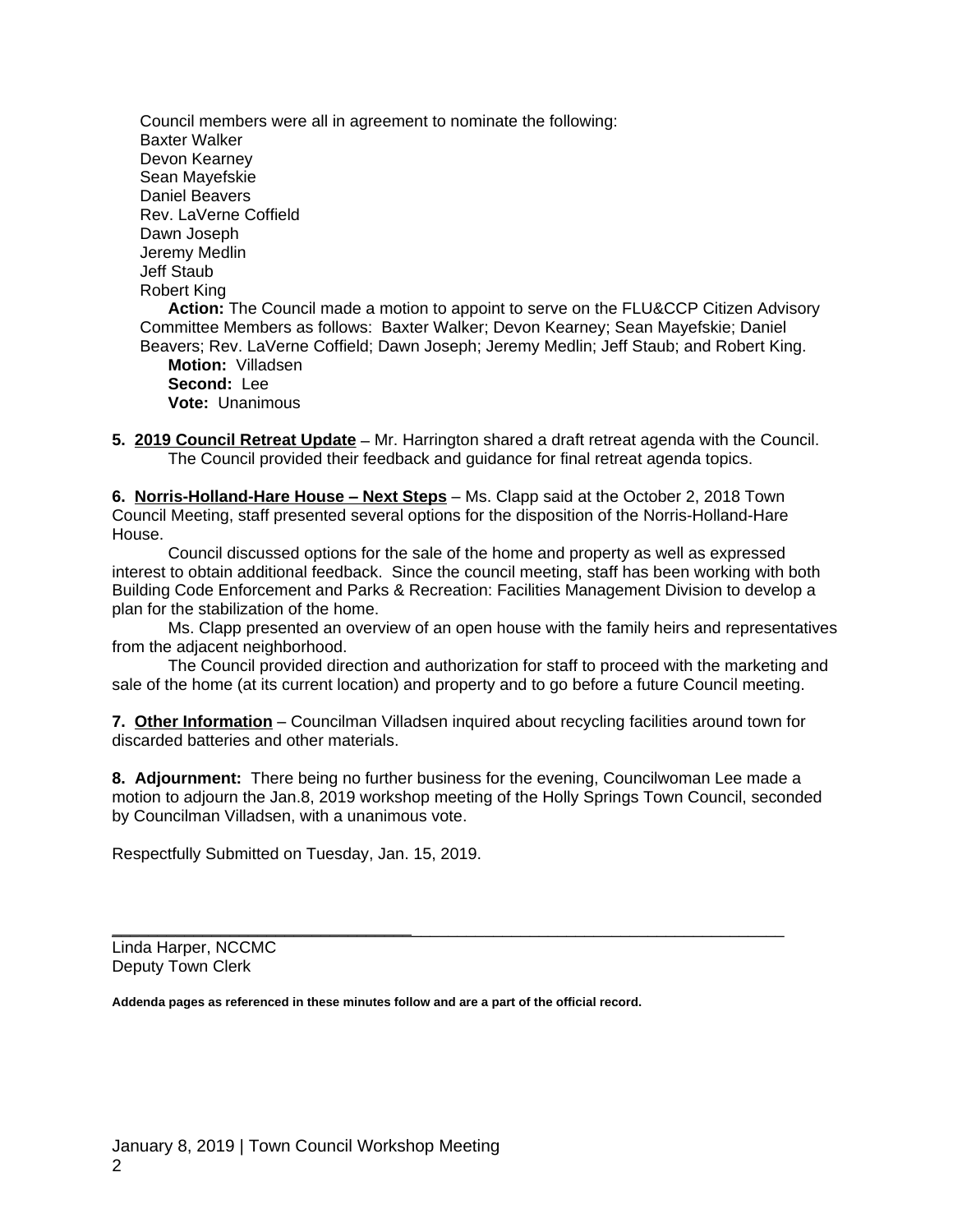Council members were all in agreement to nominate the following:
Baxter Walker
Devon Kearney
Sean Mayefskie
Daniel Beavers
Rev. LaVerne Coffield
Dawn Joseph
Jeremy Medlin
Jeff Staub
Robert King

**Action:** The Council made a motion to appoint to serve on the FLU&CCP Citizen Advisory Committee Members as follows: Baxter Walker; Devon Kearney; Sean Mayefskie; Daniel Beavers; Rev. LaVerne Coffield; Dawn Joseph; Jeremy Medlin; Jeff Staub; and Robert King.
**Motion:** Villadsen
**Second:** Lee
**Vote:** Unanimous

**5. <u>2019 Council Retreat Update</u>** – Mr. Harrington shared a draft retreat agenda with the Council. The Council provided their feedback and guidance for final retreat agenda topics.

**6. <u>Norris-Holland-Hare House – Next Steps</u>** – Ms. Clapp said at the October 2, 2018 Town Council Meeting, staff presented several options for the disposition of the Norris-Holland-Hare House.

Council discussed options for the sale of the home and property as well as expressed interest to obtain additional feedback. Since the council meeting, staff has been working with both Building Code Enforcement and Parks & Recreation: Facilities Management Division to develop a plan for the stabilization of the home.

Ms. Clapp presented an overview of an open house with the family heirs and representatives from the adjacent neighborhood.

The Council provided direction and authorization for staff to proceed with the marketing and sale of the home (at its current location) and property and to go before a future Council meeting.

**7. <u>Other Information</u>** – Councilman Villadsen inquired about recycling facilities around town for discarded batteries and other materials.

**8. Adjournment:** There being no further business for the evening, Councilwoman Lee made a motion to adjourn the Jan.8, 2019 workshop meeting of the Holly Springs Town Council, seconded by Councilman Villadsen, with a unanimous vote.

Respectfully Submitted on Tuesday, Jan. 15, 2019.

\_\_\_\_\_\_\_\_\_\_\_\_\_\_\_\_\_\_\_\_\_\_\_\_\_\_\_\_\_\_\_\_\_\_\_\_\_\_\_\_\_\_\_\_\_\_\_\_\_\_\_\_\_\_\_\_\_\_\_\_\_\_\_\_\_\_\_\_\_\_

Linda Harper, NCCMC
Deputy Town Clerk

**Addenda pages as referenced in these minutes follow and are a part of the official record.**